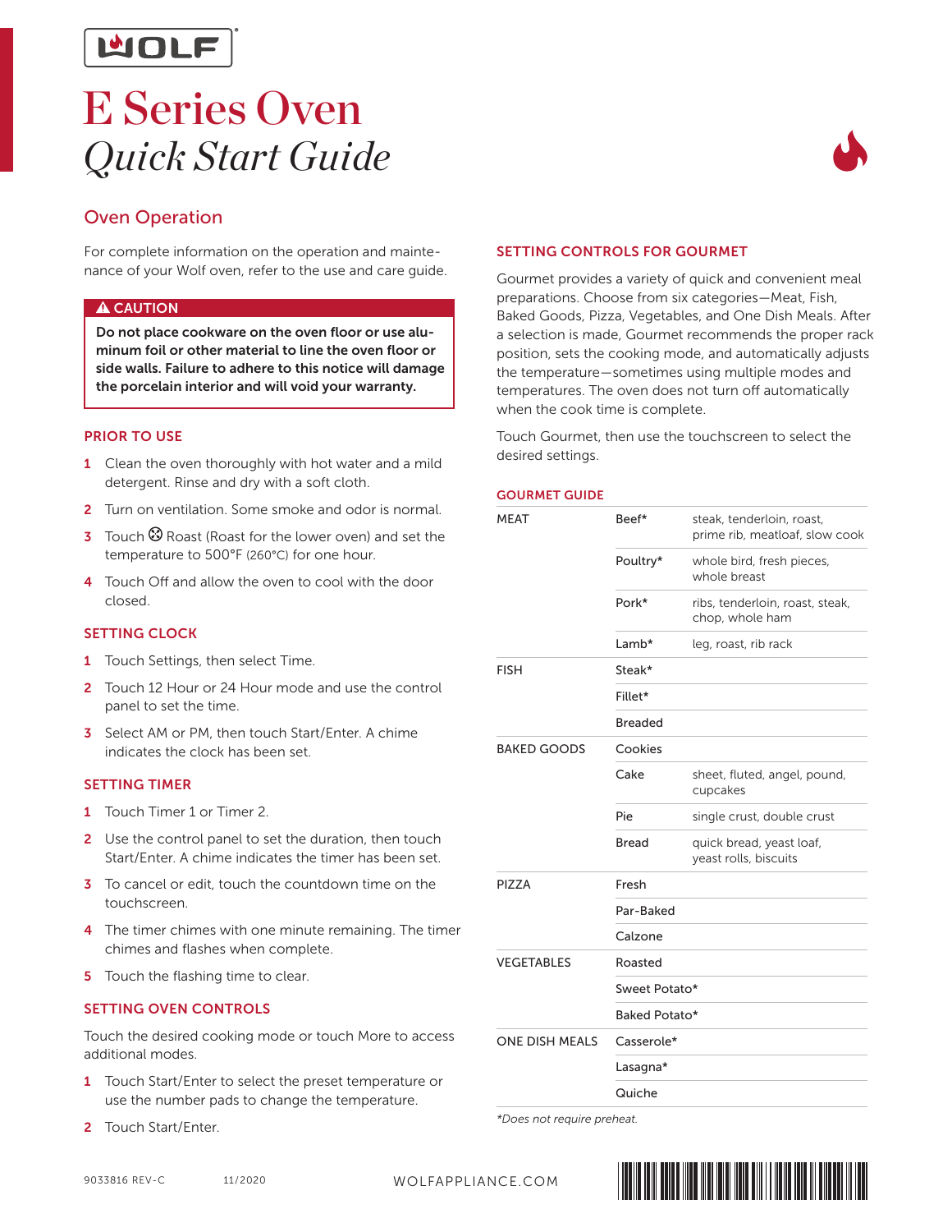# E Series Oven

# *Quick Start Guide*

## Oven Operation

For complete information on the operation and maintenance of your Wolf oven, refer to the use and care guide.

**⚠ CAUTION**

**Do not place cookware on the oven floor or use aluminum foil or other material to line the oven floor or side walls. Failure to adhere to this notice will damage the porcelain interior and will void your warranty.**

### PRIOR TO USE

1. Clean the oven thoroughly with hot water and a mild detergent. Rinse and dry with a soft cloth.
2. Turn on ventilation. Some smoke and odor is normal.
3. Touch Roast (Roast for the lower oven) and set the temperature to 500°F (260°C) for one hour.
4. Touch Off and allow the oven to cool with the door closed.

### SETTING CLOCK

1. Touch Settings, then select Time.
2. Touch 12 Hour or 24 Hour mode and use the control panel to set the time.
3. Select AM or PM, then touch Start/Enter. A chime indicates the clock has been set.

### SETTING TIMER

1. Touch Timer 1 or Timer 2.
2. Use the control panel to set the duration, then touch Start/Enter. A chime indicates the timer has been set.
3. To cancel or edit, touch the countdown time on the touchscreen.
4. The timer chimes with one minute remaining. The timer chimes and flashes when complete.
5. Touch the flashing time to clear.

### SETTING OVEN CONTROLS

Touch the desired cooking mode or touch More to access additional modes.

1. Touch Start/Enter to select the preset temperature or use the number pads to change the temperature.
2. Touch Start/Enter.

### SETTING CONTROLS FOR GOURMET

Gourmet provides a variety of quick and convenient meal preparations. Choose from six categories—Meat, Fish, Baked Goods, Pizza, Vegetables, and One Dish Meals. After a selection is made, Gourmet recommends the proper rack position, sets the cooking mode, and automatically adjusts the temperature—sometimes using multiple modes and temperatures. The oven does not turn off automatically when the cook time is complete.

Touch Gourmet, then use the touchscreen to select the desired settings.

### GOURMET GUIDE

| | | |
|---|---|---|
| MEAT | Beef* | steak, tenderloin, roast, prime rib, meatloaf, slow cook |
| | Poultry* | whole bird, fresh pieces, whole breast |
| | Pork* | ribs, tenderloin, roast, steak, chop, whole ham |
| | Lamb* | leg, roast, rib rack |
| FISH | Steak* | |
| | Fillet* | |
| | Breaded | |
| BAKED GOODS | Cookies | |
| | Cake | sheet, fluted, angel, pound, cupcakes |
| | Pie | single crust, double crust |
| | Bread | quick bread, yeast loaf, yeast rolls, biscuits |
| PIZZA | Fresh | |
| | Par-Baked | |
| | Calzone | |
| VEGETABLES | Roasted | |
| | Sweet Potato* | |
| | Baked Potato* | |
| ONE DISH MEALS | Casserole* | |
| | Lasagna* | |
| | Quiche | |

*\*Does not require preheat.*

9033816 REV-C 11/2020 WOLFAPPLIANCE.COM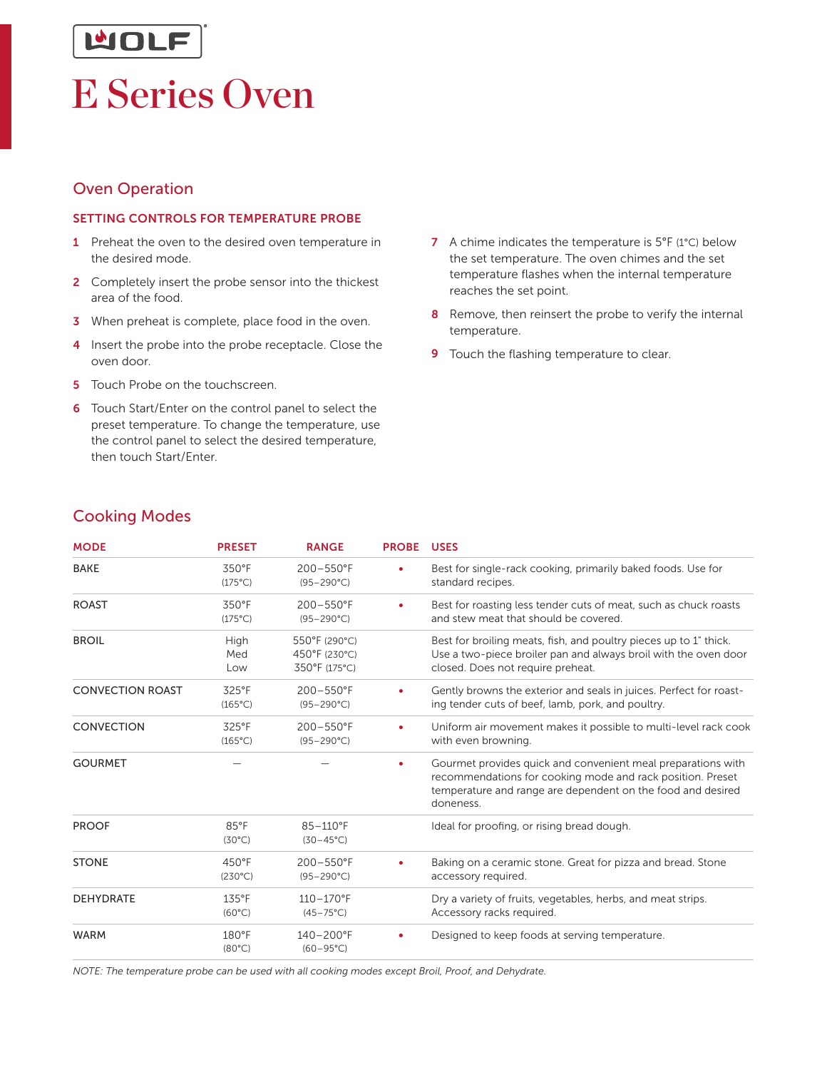WOLF

# E Series Oven

## Oven Operation

### SETTING CONTROLS FOR TEMPERATURE PROBE

1. Preheat the oven to the desired oven temperature in the desired mode.
2. Completely insert the probe sensor into the thickest area of the food.
3. When preheat is complete, place food in the oven.
4. Insert the probe into the probe receptacle. Close the oven door.
5. Touch Probe on the touchscreen.
6. Touch Start/Enter on the control panel to select the preset temperature. To change the temperature, use the control panel to select the desired temperature, then touch Start/Enter.
7. A chime indicates the temperature is 5°F (1°C) below the set temperature. The oven chimes and the set temperature flashes when the internal temperature reaches the set point.
8. Remove, then reinsert the probe to verify the internal temperature.
9. Touch the flashing temperature to clear.

## Cooking Modes

| MODE | PRESET | RANGE | PROBE | USES |
|---|---|---|---|---|
| BAKE | 350°F (175°C) | 200–550°F (95–290°C) | • | Best for single-rack cooking, primarily baked foods. Use for standard recipes. |
| ROAST | 350°F (175°C) | 200–550°F (95–290°C) | • | Best for roasting less tender cuts of meat, such as chuck roasts and stew meat that should be covered. |
| BROIL | High<br>Med<br>Low | 550°F (290°C)<br>450°F (230°C)<br>350°F (175°C) | | Best for broiling meats, fish, and poultry pieces up to 1" thick. Use a two-piece broiler pan and always broil with the oven door closed. Does not require preheat. |
| CONVECTION ROAST | 325°F (165°C) | 200–550°F (95–290°C) | • | Gently browns the exterior and seals in juices. Perfect for roasting tender cuts of beef, lamb, pork, and poultry. |
| CONVECTION | 325°F (165°C) | 200–550°F (95–290°C) | • | Uniform air movement makes it possible to multi-level rack cook with even browning. |
| GOURMET | — | — | • | Gourmet provides quick and convenient meal preparations with recommendations for cooking mode and rack position. Preset temperature and range are dependent on the food and desired doneness. |
| PROOF | 85°F (30°C) | 85–110°F (30–45°C) | | Ideal for proofing, or rising bread dough. |
| STONE | 450°F (230°C) | 200–550°F (95–290°C) | • | Baking on a ceramic stone. Great for pizza and bread. Stone accessory required. |
| DEHYDRATE | 135°F (60°C) | 110–170°F (45–75°C) | | Dry a variety of fruits, vegetables, herbs, and meat strips. Accessory racks required. |
| WARM | 180°F (80°C) | 140–200°F (60–95°C) | • | Designed to keep foods at serving temperature. |

*NOTE: The temperature probe can be used with all cooking modes except Broil, Proof, and Dehydrate.*